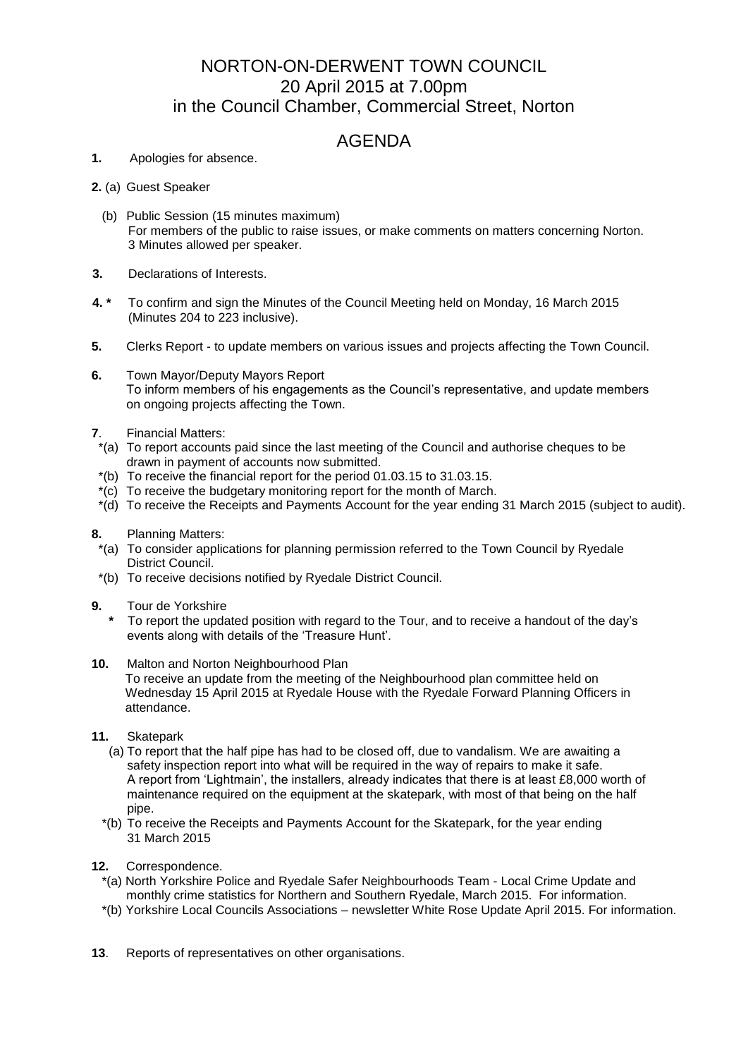# NORTON-ON-DERWENT TOWN COUNCIL
## 20 April 2015 at 7.00pm
## in the Council Chamber, Commercial Street, Norton

## AGENDA

**1.** Apologies for absence.

**2.** (a) Guest Speaker

(b) Public Session (15 minutes maximum)
For members of the public to raise issues, or make comments on matters concerning Norton.
3 Minutes allowed per speaker.

**3.** Declarations of Interests.

**4. *** To confirm and sign the Minutes of the Council Meeting held on Monday, 16 March 2015 (Minutes 204 to 223 inclusive).

**5.** Clerks Report - to update members on various issues and projects affecting the Town Council.

**6.** Town Mayor/Deputy Mayors Report
To inform members of his engagements as the Council's representative, and update members on ongoing projects affecting the Town.

**7**. Financial Matters:

*(a) To report accounts paid since the last meeting of the Council and authorise cheques to be drawn in payment of accounts now submitted.
*(b) To receive the financial report for the period 01.03.15 to 31.03.15.
*(c) To receive the budgetary monitoring report for the month of March.
*(d) To receive the Receipts and Payments Account for the year ending 31 March 2015 (subject to audit).

**8.** Planning Matters:

*(a) To consider applications for planning permission referred to the Town Council by Ryedale District Council.
*(b) To receive decisions notified by Ryedale District Council.

**9.** Tour de Yorkshire

**\*** To report the updated position with regard to the Tour, and to receive a handout of the day's events along with details of the 'Treasure Hunt'.

**10.** Malton and Norton Neighbourhood Plan
To receive an update from the meeting of the Neighbourhood plan committee held on Wednesday 15 April 2015 at Ryedale House with the Ryedale Forward Planning Officers in attendance.

**11.** Skatepark

(a) To report that the half pipe has had to be closed off, due to vandalism. We are awaiting a safety inspection report into what will be required in the way of repairs to make it safe. A report from 'Lightmain', the installers, already indicates that there is at least £8,000 worth of maintenance required on the equipment at the skatepark, with most of that being on the half pipe.
*(b) To receive the Receipts and Payments Account for the Skatepark, for the year ending 31 March 2015

**12.** Correspondence.

*(a) North Yorkshire Police and Ryedale Safer Neighbourhoods Team - Local Crime Update and monthly crime statistics for Northern and Southern Ryedale, March 2015. For information.
*(b) Yorkshire Local Councils Associations – newsletter White Rose Update April 2015. For information.

**13**. Reports of representatives on other organisations.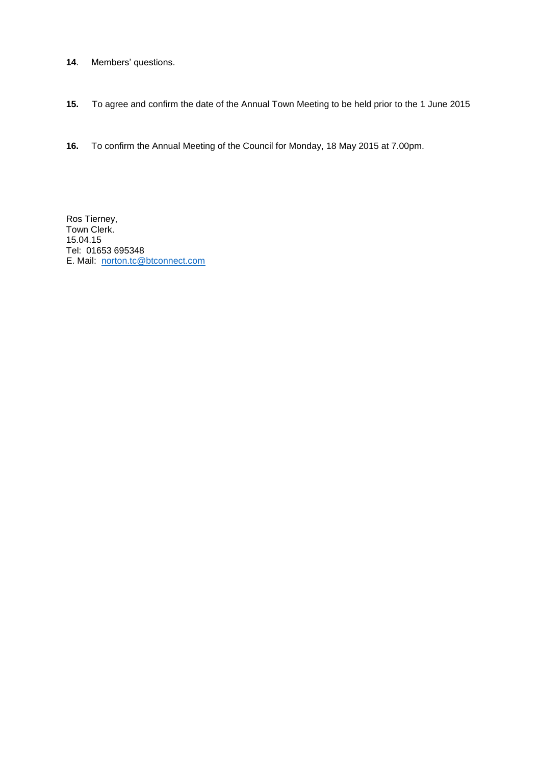**14**. Members' questions.

**15.** To agree and confirm the date of the Annual Town Meeting to be held prior to the 1 June 2015

**16.** To confirm the Annual Meeting of the Council for Monday, 18 May 2015 at 7.00pm.

Ros Tierney,
Town Clerk.
15.04.15
Tel: 01653 695348
E. Mail: norton.tc@btconnect.com